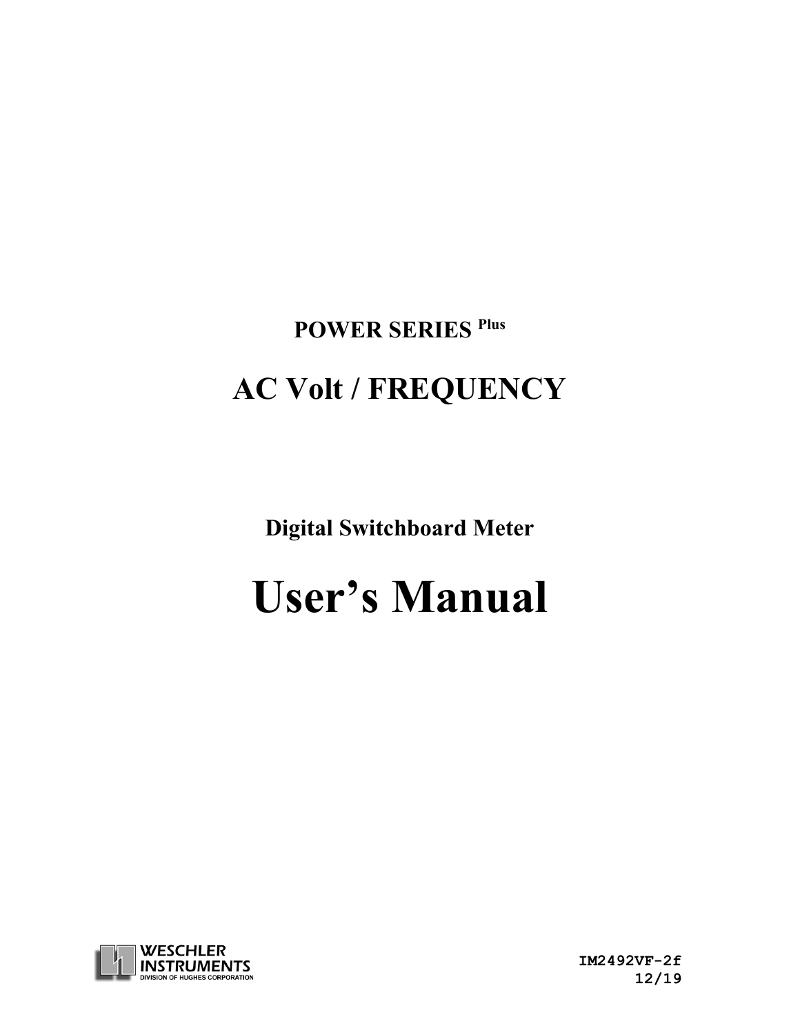# POWER SERIES $^{Plus}$

# AC Volt / FREQUENCY

## Digital Switchboard Meter

# User's Manual

WESCHLER INSTRUMENTS
DIVISION OF HUGHES CORPORATION

IM2492VF-2f
12/19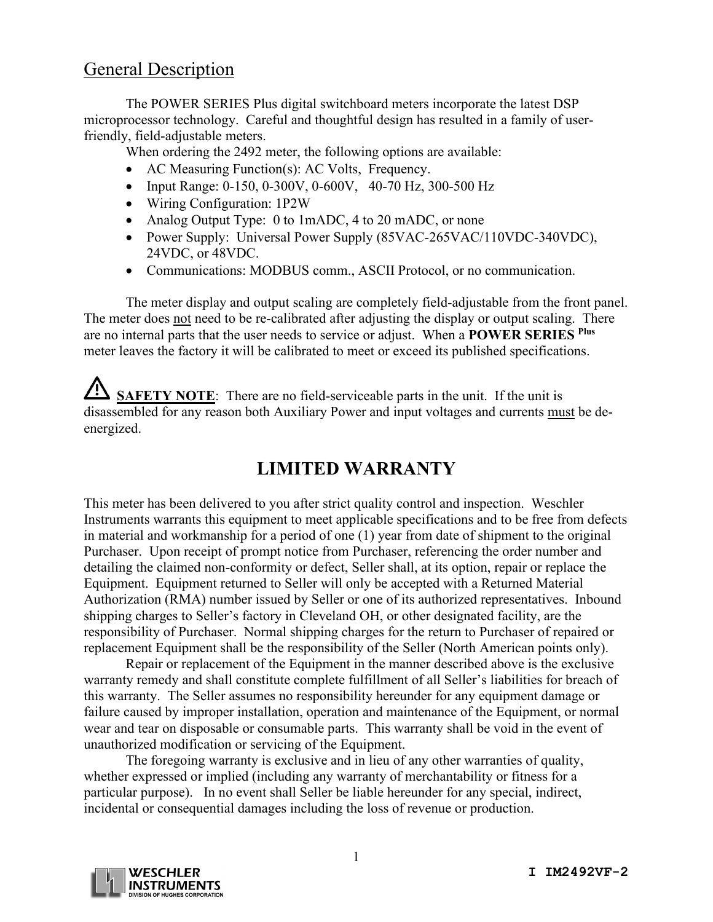## General Description

The POWER SERIES Plus digital switchboard meters incorporate the latest DSP microprocessor technology. Careful and thoughtful design has resulted in a family of user-friendly, field-adjustable meters.

When ordering the 2492 meter, the following options are available:

- AC Measuring Function(s): AC Volts, Frequency.
- Input Range: 0-150, 0-300V, 0-600V, 40-70 Hz, 300-500 Hz
- Wiring Configuration: 1P2W
- Analog Output Type: 0 to 1mADC, 4 to 20 mADC, or none
- Power Supply: Universal Power Supply (85VAC-265VAC/110VDC-340VDC), 24VDC, or 48VDC.
- Communications: MODBUS comm., ASCII Protocol, or no communication.

The meter display and output scaling are completely field-adjustable from the front panel. The meter does not need to be re-calibrated after adjusting the display or output scaling. There are no internal parts that the user needs to service or adjust. When a **POWER SERIES** Plus meter leaves the factory it will be calibrated to meet or exceed its published specifications.

⚠ **SAFETY NOTE**: There are no field-serviceable parts in the unit. If the unit is disassembled for any reason both Auxiliary Power and input voltages and currents must be de-energized.

## LIMITED WARRANTY

This meter has been delivered to you after strict quality control and inspection. Weschler Instruments warrants this equipment to meet applicable specifications and to be free from defects in material and workmanship for a period of one (1) year from date of shipment to the original Purchaser. Upon receipt of prompt notice from Purchaser, referencing the order number and detailing the claimed non-conformity or defect, Seller shall, at its option, repair or replace the Equipment. Equipment returned to Seller will only be accepted with a Returned Material Authorization (RMA) number issued by Seller or one of its authorized representatives. Inbound shipping charges to Seller's factory in Cleveland OH, or other designated facility, are the responsibility of Purchaser. Normal shipping charges for the return to Purchaser of repaired or replacement Equipment shall be the responsibility of the Seller (North American points only).

Repair or replacement of the Equipment in the manner described above is the exclusive warranty remedy and shall constitute complete fulfillment of all Seller's liabilities for breach of this warranty. The Seller assumes no responsibility hereunder for any equipment damage or failure caused by improper installation, operation and maintenance of the Equipment, or normal wear and tear on disposable or consumable parts. This warranty shall be void in the event of unauthorized modification or servicing of the Equipment.

The foregoing warranty is exclusive and in lieu of any other warranties of quality, whether expressed or implied (including any warranty of merchantability or fitness for a particular purpose). In no event shall Seller be liable hereunder for any special, indirect, incidental or consequential damages including the loss of revenue or production.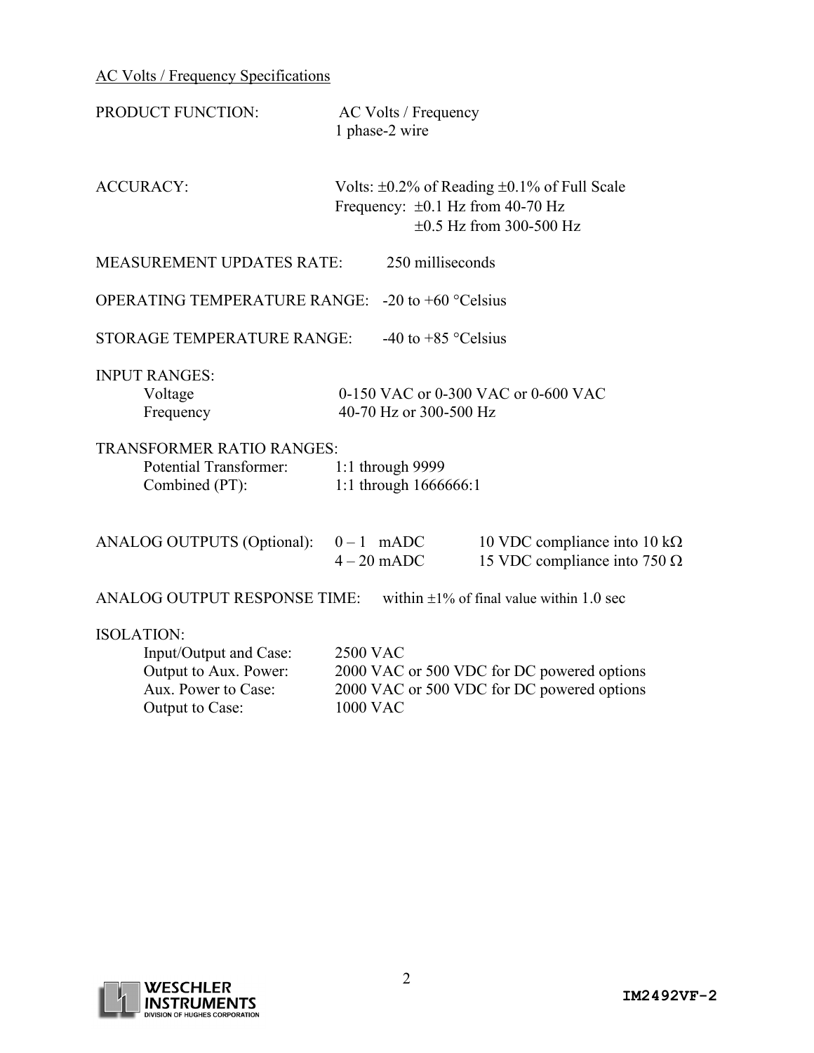## AC Volts / Frequency Specifications

PRODUCT FUNCTION: AC Volts / Frequency
1 phase-2 wire

ACCURACY: Volts: ±0.2% of Reading ±0.1% of Full Scale
Frequency: ±0.1 Hz from 40-70 Hz
±0.5 Hz from 300-500 Hz

MEASUREMENT UPDATES RATE: 250 milliseconds

OPERATING TEMPERATURE RANGE: -20 to +60 °Celsius

STORAGE TEMPERATURE RANGE: -40 to +85 °Celsius

INPUT RANGES:

- Voltage: 0-150 VAC or 0-300 VAC or 0-600 VAC
- Frequency: 40-70 Hz or 300-500 Hz

TRANSFORMER RATIO RANGES:

- Potential Transformer: 1:1 through 9999
- Combined (PT): 1:1 through 1666666:1

ANALOG OUTPUTS (Optional):

- 0 – 1 mADC: 10 VDC compliance into 10 kΩ
- 4 – 20 mADC: 15 VDC compliance into 750 Ω

ANALOG OUTPUT RESPONSE TIME: within ±1% of final value within 1.0 sec

ISOLATION:

- Input/Output and Case: 2500 VAC
- Output to Aux. Power: 2000 VAC or 500 VDC for DC powered options
- Aux. Power to Case: 2000 VAC or 500 VDC for DC powered options
- Output to Case: 1000 VAC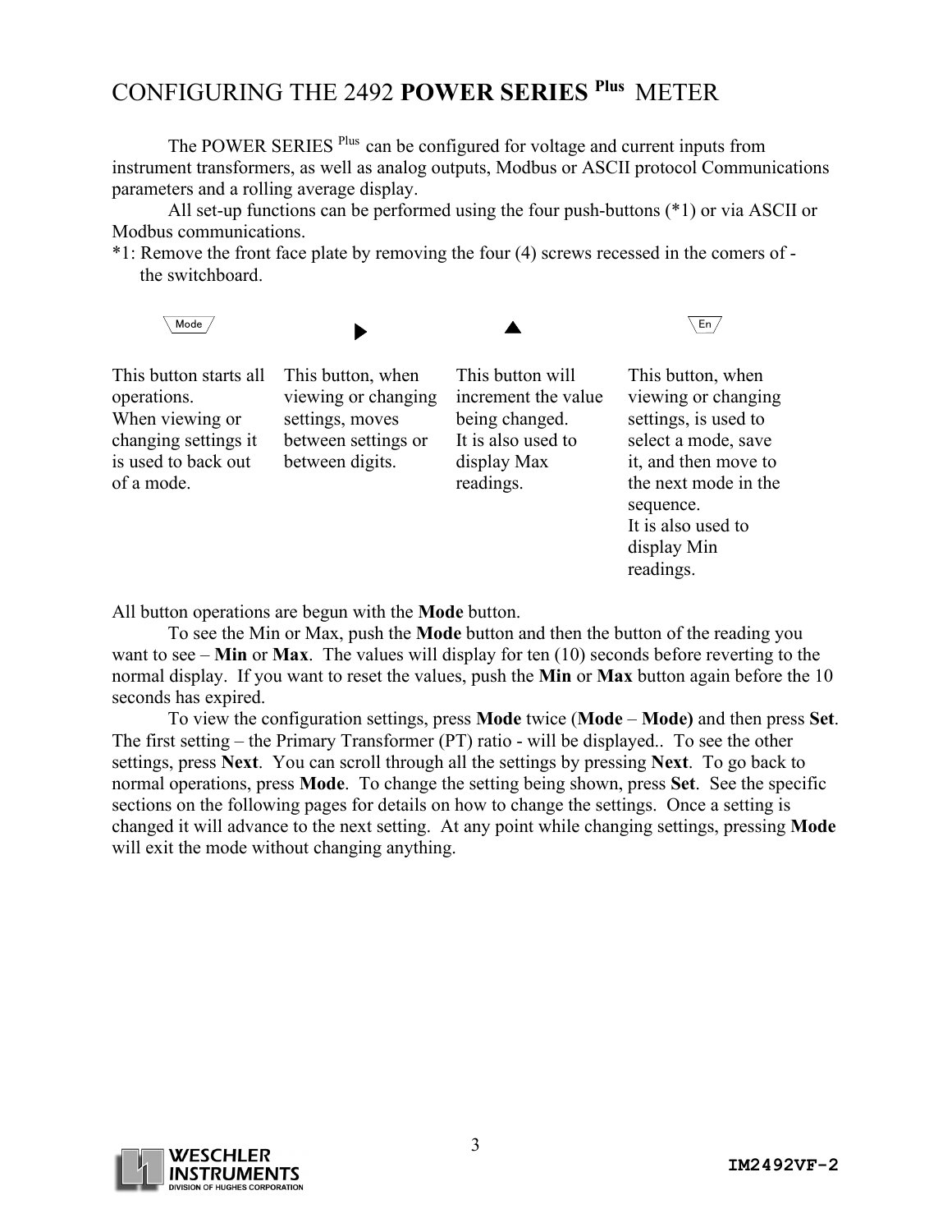# CONFIGURING THE 2492 **POWER SERIES Plus** METER

The POWER SERIES Plus can be configured for voltage and current inputs from instrument transformers, as well as analog outputs, Modbus or ASCII protocol Communications parameters and a rolling average display.

All set-up functions can be performed using the four push-buttons (*1) or via ASCII or Modbus communications.

*1: Remove the front face plate by removing the four (4) screws recessed in the comers of - the switchboard.

| Mode | ▶ | ▲ | En |
|---|---|---|---|
| This button starts all operations. When viewing or changing settings it is used to back out of a mode. | This button, when viewing or changing settings, moves between settings or between digits. | This button will increment the value being changed. It is also used to display Max readings. | This button, when viewing or changing settings, is used to select a mode, save it, and then move to the next mode in the sequence. It is also used to display Min readings. |

All button operations are begun with the **Mode** button.

To see the Min or Max, push the **Mode** button and then the button of the reading you want to see – **Min** or **Max**. The values will display for ten (10) seconds before reverting to the normal display. If you want to reset the values, push the **Min** or **Max** button again before the 10 seconds has expired.

To view the configuration settings, press **Mode** twice (**Mode** – **Mode)** and then press **Set**. The first setting – the Primary Transformer (PT) ratio - will be displayed.. To see the other settings, press **Next**. You can scroll through all the settings by pressing **Next**. To go back to normal operations, press **Mode**. To change the setting being shown, press **Set**. See the specific sections on the following pages for details on how to change the settings. Once a setting is changed it will advance to the next setting. At any point while changing settings, pressing **Mode** will exit the mode without changing anything.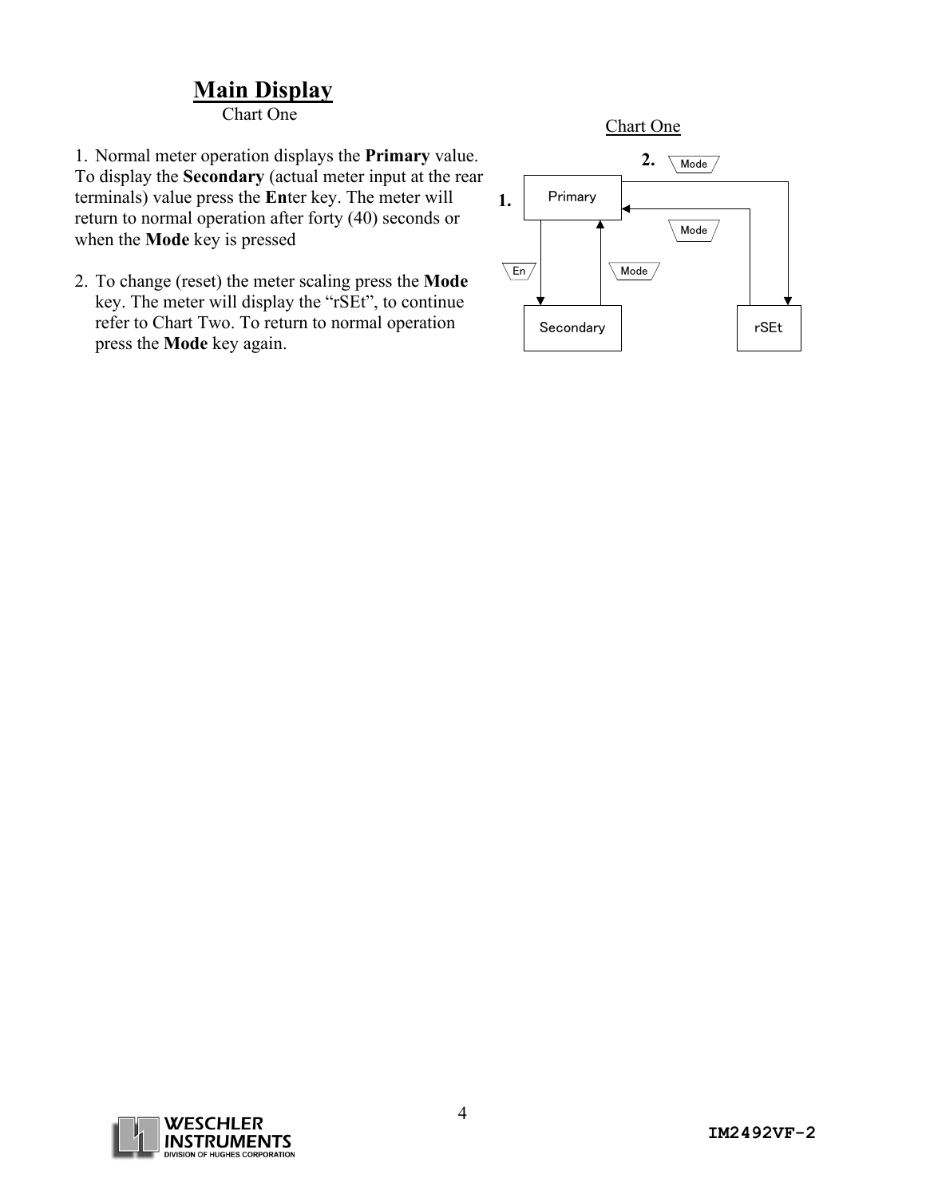# Main Display

Chart One

1. Normal meter operation displays the **Primary** value. To display the **Secondary** (actual meter input at the rear terminals) value press the **En**ter key. The meter will return to normal operation after forty (40) seconds or when the **Mode** key is pressed

2. To change (reset) the meter scaling press the **Mode** key. The meter will display the "rSEt", to continue refer to Chart Two. To return to normal operation press the **Mode** key again.

Chart One

2. Mode

1. Primary

Mode

En

Mode

Secondary

rSEt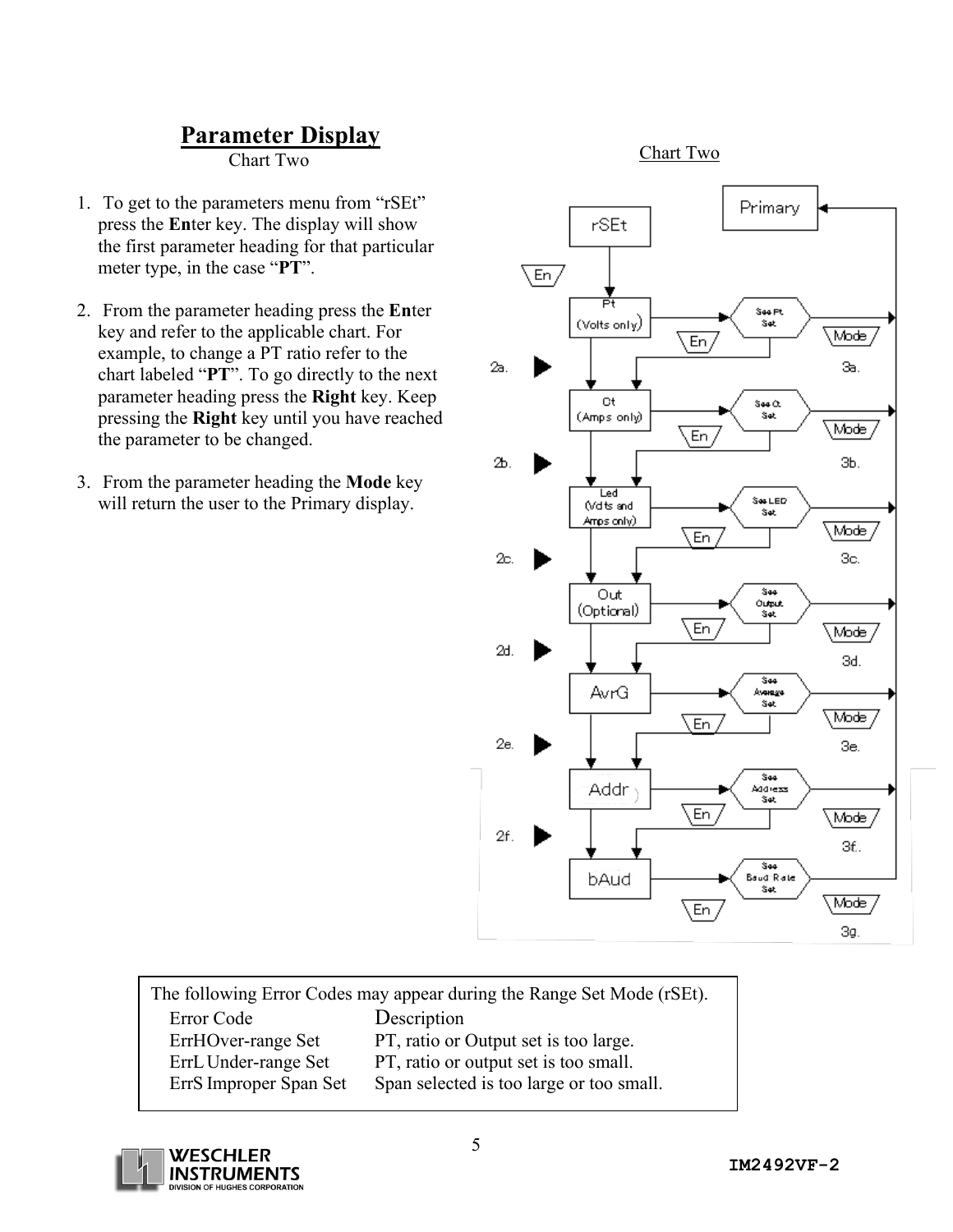# Parameter Display

Chart Two

1. To get to the parameters menu from "rSEt" press the **En**ter key. The display will show the first parameter heading for that particular meter type, in the case "**PT**".

2. From the parameter heading press the **En**ter key and refer to the applicable chart. For example, to change a PT ratio refer to the chart labeled "**PT**". To go directly to the next parameter heading press the **Right** key. Keep pressing the **Right** key until you have reached the parameter to be changed.

3. From the parameter heading the **Mode** key will return the user to the Primary display.

Chart Two

| Step | Parameter Heading | En | Mode |
|---|---|---|---|
| | rSEt | En → Pt | |
| 2a. | Pt (Volts only) | See Pt Set | 3a. → Primary |
| 2b. | Ct (Amps only) | See Ct Set | 3b. → Primary |
| 2c. | Led (Volts and Amps only) | See LED Set | 3c. → Primary |
| 2d. | Out (Optional) | See Output Set | 3d. → Primary |
| 2e. | AvrG | See Average Set | 3e. → Primary |
| 2f. | Addr | See Address Set | 3f. → Primary |
| | bAud | See Baud Rate Set | 3g. → Primary |

The following Error Codes may appear during the Range Set Mode (rSEt).

| Error Code | Description |
|---|---|
| ErrH Over-range Set | PT, ratio or Output set is too large. |
| ErrL Under-range Set | PT, ratio or output set is too small. |
| ErrS Improper Span Set | Span selected is too large or too small. |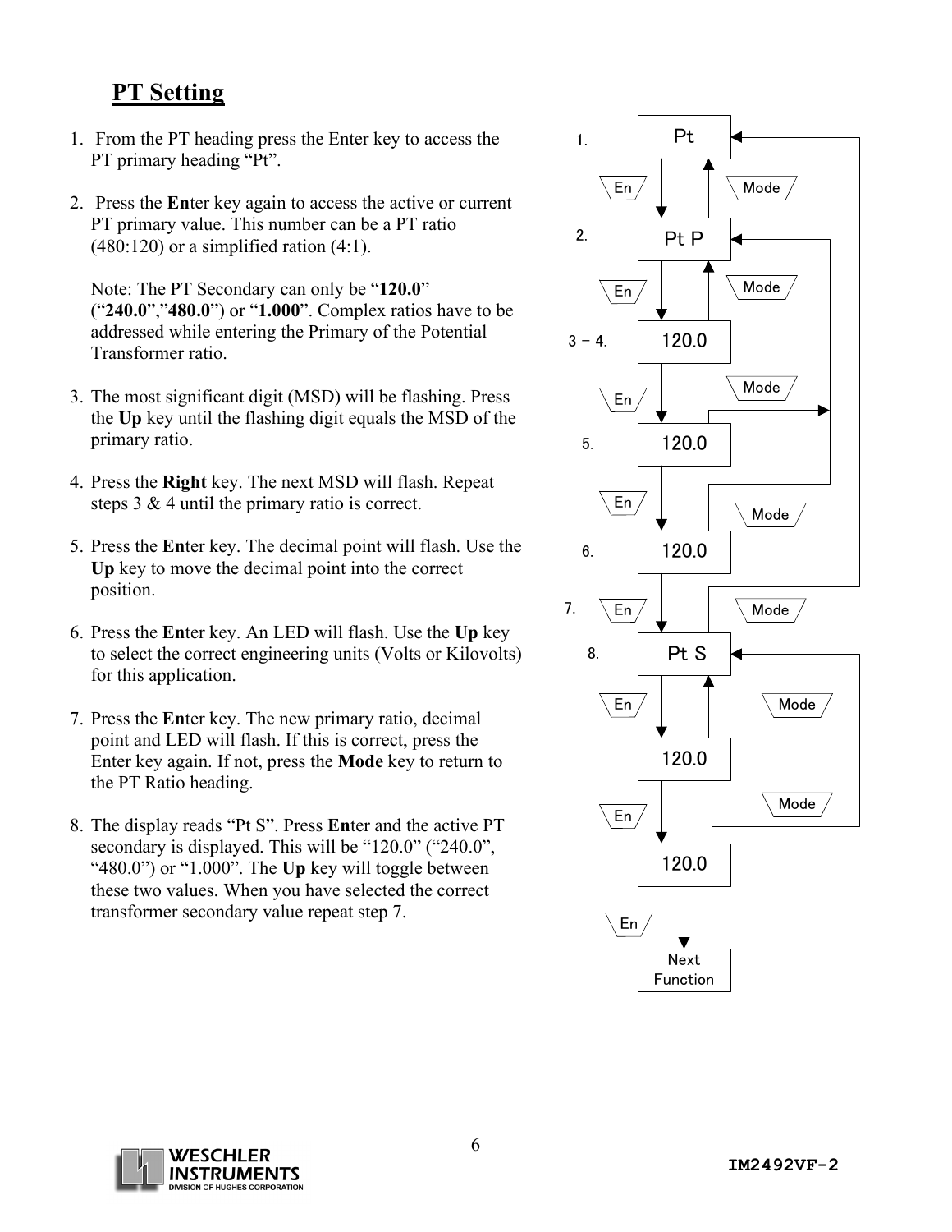## PT Setting

1. From the PT heading press the Enter key to access the PT primary heading "Pt".

2. Press the **En**ter key again to access the active or current PT primary value. This number can be a PT ratio (480:120) or a simplified ration (4:1).

   Note: The PT Secondary can only be "**120.0**" ("**240.0**","**480.0**") or "**1.000**". Complex ratios have to be addressed while entering the Primary of the Potential Transformer ratio.

3. The most significant digit (MSD) will be flashing. Press the **Up** key until the flashing digit equals the MSD of the primary ratio.

4. Press the **Right** key. The next MSD will flash. Repeat steps 3 & 4 until the primary ratio is correct.

5. Press the **En**ter key. The decimal point will flash. Use the **Up** key to move the decimal point into the correct position.

6. Press the **En**ter key. An LED will flash. Use the **Up** key to select the correct engineering units (Volts or Kilovolts) for this application.

7. Press the **En**ter key. The new primary ratio, decimal point and LED will flash. If this is correct, press the Enter key again. If not, press the **Mode** key to return to the PT Ratio heading.

8. The display reads "Pt S". Press **En**ter and the active PT secondary is displayed. This will be "120.0" ("240.0", "480.0") or "1.000". The **Up** key will toggle between these two values. When you have selected the correct transformer secondary value repeat step 7.

1. Pt
En / Mode
2. Pt P
En / Mode
3 - 4. 120.0
En / Mode
5. 120.0
En / Mode
6. 120.0
7. En / Mode
8. Pt S
En / Mode
120.0
En / Mode
120.0
En
Next Function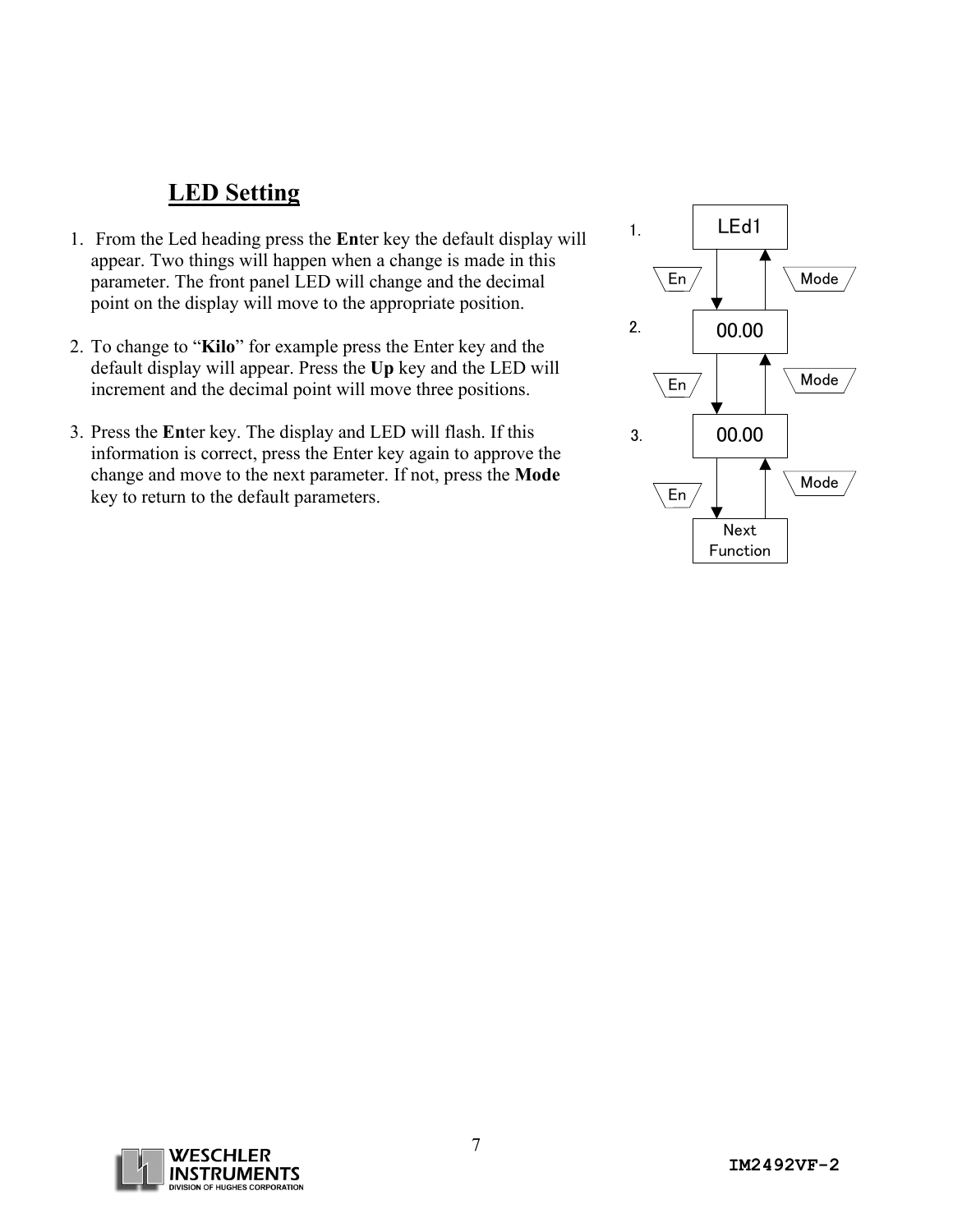## LED Setting

1. From the Led heading press the **En**ter key the default display will appear. Two things will happen when a change is made in this parameter. The front panel LED will change and the decimal point on the display will move to the appropriate position.

2. To change to "**Kilo**" for example press the Enter key and the default display will appear. Press the **Up** key and the LED will increment and the decimal point will move three positions.

3. Press the **En**ter key. The display and LED will flash. If this information is correct, press the Enter key again to approve the change and move to the next parameter. If not, press the **Mode** key to return to the default parameters.

1. LEd1

En / Mode

2. 00.00

En / Mode

3. 00.00

En / Mode

Next Function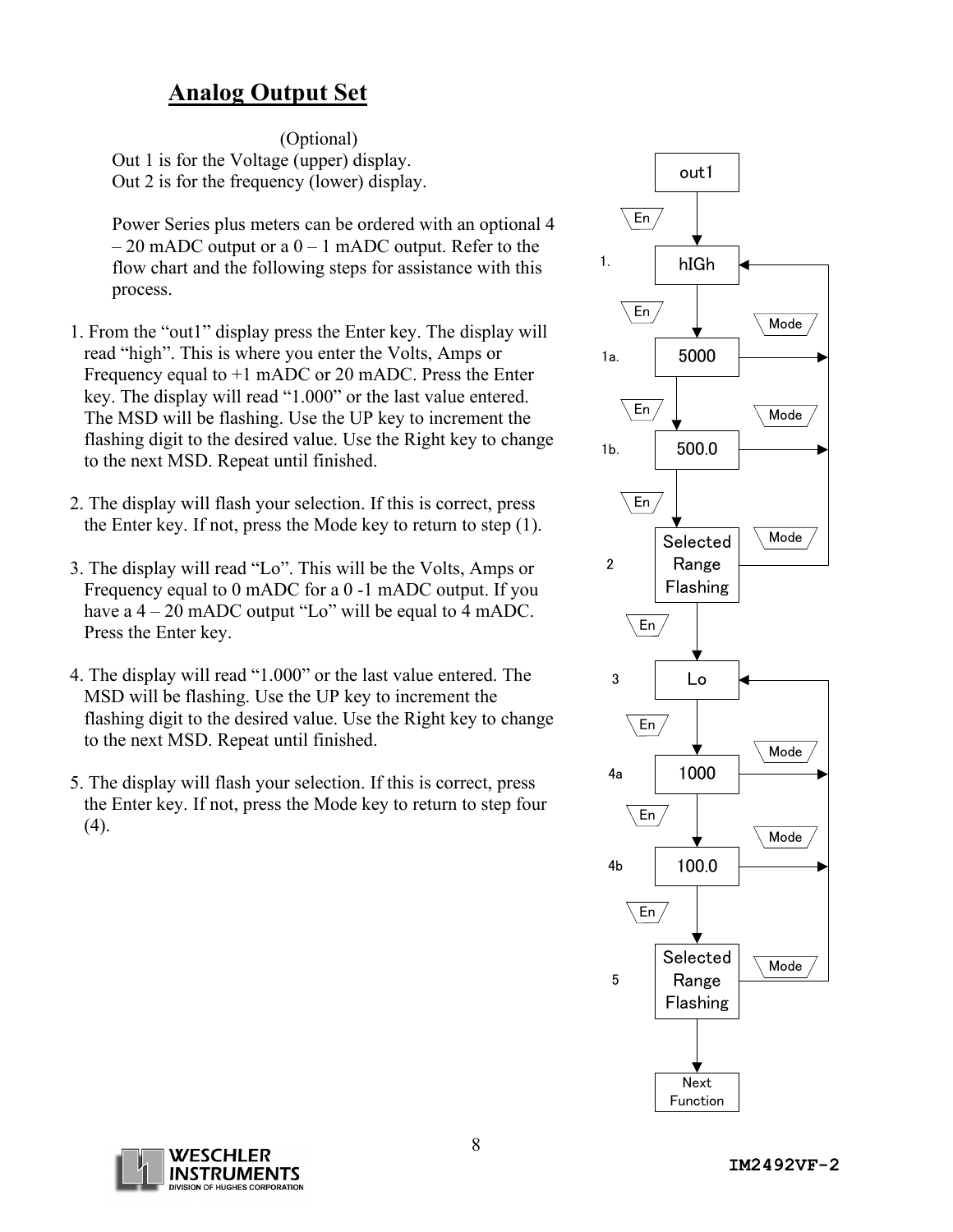# Analog Output Set

(Optional)

Out 1 is for the Voltage (upper) display.
Out 2 is for the frequency (lower) display.

Power Series plus meters can be ordered with an optional 4 – 20 mADC output or a 0 – 1 mADC output. Refer to the flow chart and the following steps for assistance with this process.

1. From the "out1" display press the Enter key. The display will read "high". This is where you enter the Volts, Amps or Frequency equal to +1 mADC or 20 mADC. Press the Enter key. The display will read "1.000" or the last value entered. The MSD will be flashing. Use the UP key to increment the flashing digit to the desired value. Use the Right key to change to the next MSD. Repeat until finished.

2. The display will flash your selection. If this is correct, press the Enter key. If not, press the Mode key to return to step (1).

3. The display will read "Lo". This will be the Volts, Amps or Frequency equal to 0 mADC for a 0 -1 mADC output. If you have a 4 – 20 mADC output "Lo" will be equal to 4 mADC. Press the Enter key.

4. The display will read "1.000" or the last value entered. The MSD will be flashing. Use the UP key to increment the flashing digit to the desired value. Use the Right key to change to the next MSD. Repeat until finished.

5. The display will flash your selection. If this is correct, press the Enter key. If not, press the Mode key to return to step four (4).

out1

En

1. hIGh

En — Mode

1a. 5000

En — Mode

1b. 500.0

En — Mode

2 Selected Range Flashing

En

3 Lo

En — Mode

4a 1000

En — Mode

4b 100.0

En — Mode

5 Selected Range Flashing

Next Function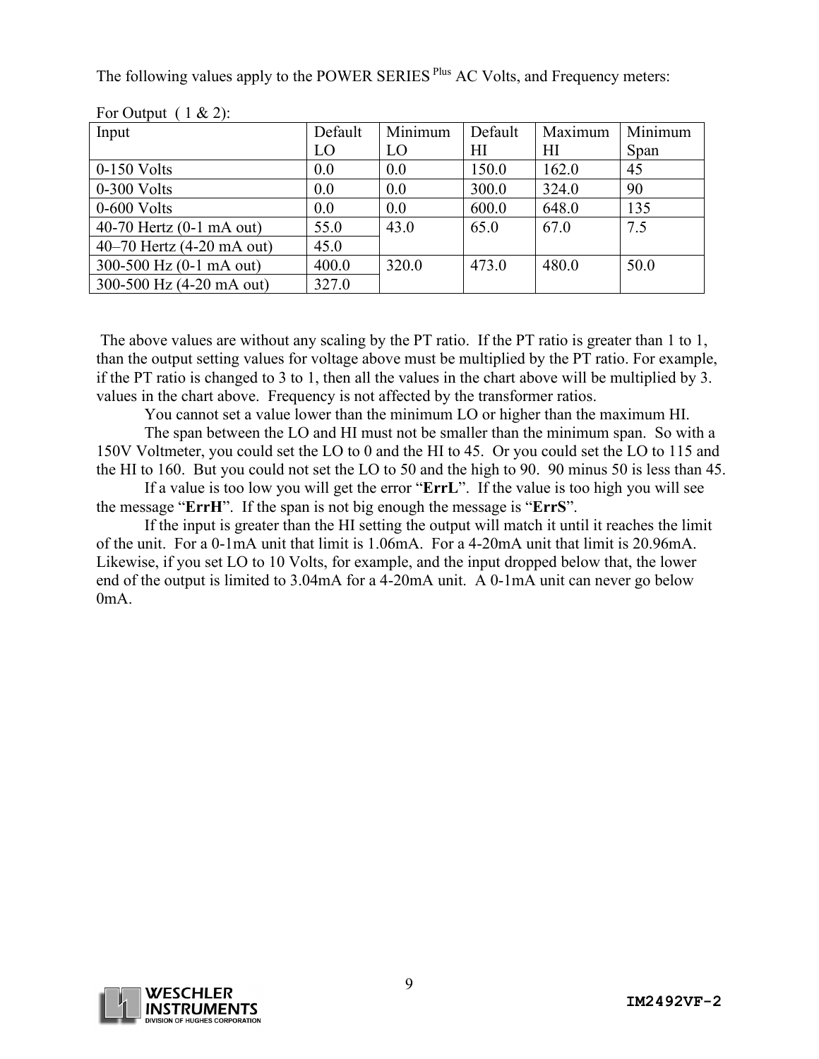The following values apply to the POWER SERIES Plus AC Volts, and Frequency meters:

For Output ( 1 & 2):

| Input | Default LO | Minimum LO | Default HI | Maximum HI | Minimum Span |
|---|---|---|---|---|---|
| 0-150 Volts | 0.0 | 0.0 | 150.0 | 162.0 | 45 |
| 0-300 Volts | 0.0 | 0.0 | 300.0 | 324.0 | 90 |
| 0-600 Volts | 0.0 | 0.0 | 600.0 | 648.0 | 135 |
| 40-70 Hertz (0-1 mA out) | 55.0 | 43.0 | 65.0 | 67.0 | 7.5 |
| 40–70 Hertz (4-20 mA out) | 45.0 | | | | |
| 300-500 Hz (0-1 mA out) | 400.0 | 320.0 | 473.0 | 480.0 | 50.0 |
| 300-500 Hz (4-20 mA out) | 327.0 | | | | |

The above values are without any scaling by the PT ratio. If the PT ratio is greater than 1 to 1, than the output setting values for voltage above must be multiplied by the PT ratio. For example, if the PT ratio is changed to 3 to 1, then all the values in the chart above will be multiplied by 3. values in the chart above. Frequency is not affected by the transformer ratios.

You cannot set a value lower than the minimum LO or higher than the maximum HI.

The span between the LO and HI must not be smaller than the minimum span. So with a 150V Voltmeter, you could set the LO to 0 and the HI to 45. Or you could set the LO to 115 and the HI to 160. But you could not set the LO to 50 and the high to 90. 90 minus 50 is less than 45.

If a value is too low you will get the error "**ErrL**". If the value is too high you will see the message "**ErrH**". If the span is not big enough the message is "**ErrS**".

If the input is greater than the HI setting the output will match it until it reaches the limit of the unit. For a 0-1mA unit that limit is 1.06mA. For a 4-20mA unit that limit is 20.96mA. Likewise, if you set LO to 10 Volts, for example, and the input dropped below that, the lower end of the output is limited to 3.04mA for a 4-20mA unit. A 0-1mA unit can never go below 0mA.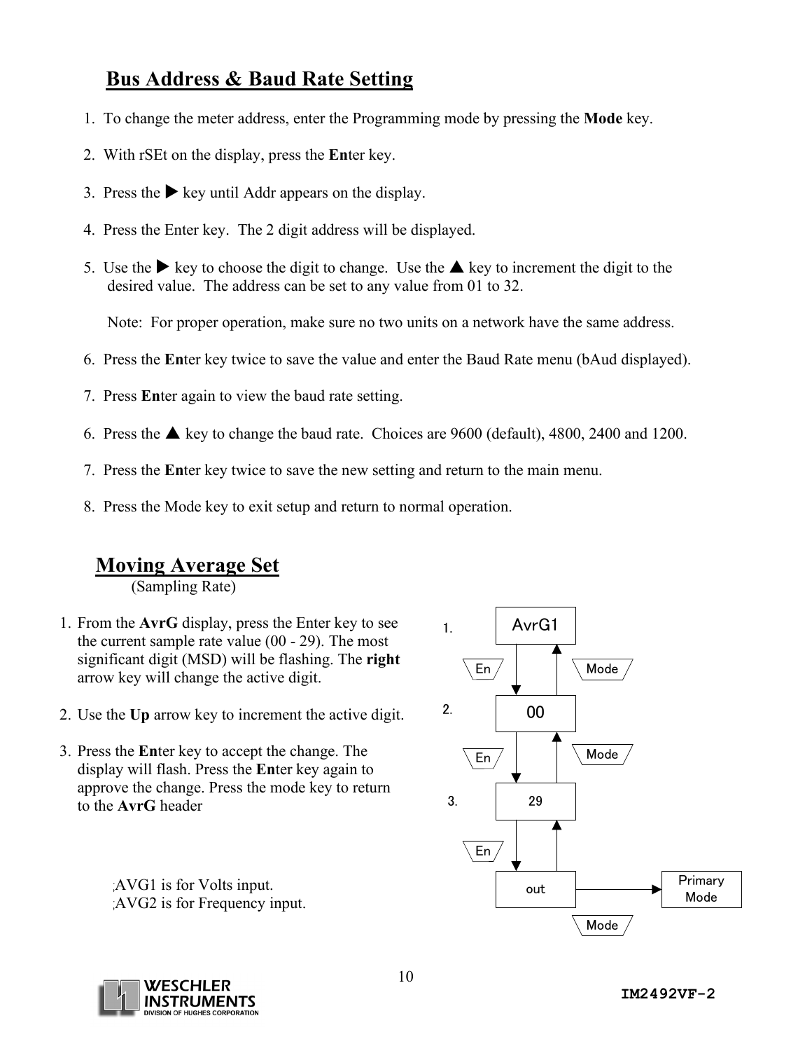## Bus Address & Baud Rate Setting

1. To change the meter address, enter the Programming mode by pressing the **Mode** key.

2. With rSEt on the display, press the **En**ter key.

3. Press the ▶ key until Addr appears on the display.

4. Press the Enter key. The 2 digit address will be displayed.

5. Use the ▶ key to choose the digit to change. Use the ▲ key to increment the digit to the desired value. The address can be set to any value from 01 to 32.

   Note: For proper operation, make sure no two units on a network have the same address.

6. Press the **En**ter key twice to save the value and enter the Baud Rate menu (bAud displayed).

7. Press **En**ter again to view the baud rate setting.

6. Press the ▲ key to change the baud rate. Choices are 9600 (default), 4800, 2400 and 1200.

7. Press the **En**ter key twice to save the new setting and return to the main menu.

8. Press the Mode key to exit setup and return to normal operation.

## Moving Average Set

(Sampling Rate)

1. From the **AvrG** display, press the Enter key to see the current sample rate value (00 - 29). The most significant digit (MSD) will be flashing. The **right** arrow key will change the active digit.

2. Use the **Up** arrow key to increment the active digit.

3. Press the **En**ter key to accept the change. The display will flash. Press the **En**ter key again to approve the change. Press the mode key to return to the **AvrG** header

AVG1 is for Volts input.
AVG2 is for Frequency input.

1. AvrG1 — En → 00 (Mode ← back to AvrG1)

2. 00 — En → 29 (Mode ← back to 00)

3. 29 — En → out (back to 29) → Primary Mode (Mode)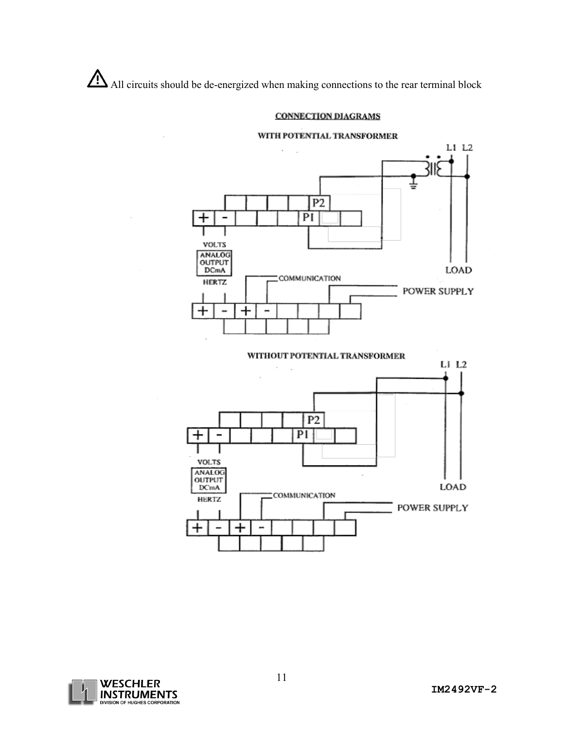⚠ All circuits should be de-energized when making connections to the rear terminal block

## CONNECTION DIAGRAMS

### WITH POTENTIAL TRANSFORMER

L1 L2

P2

+ - P1

VOLTS

ANALOG OUTPUT DCmA

HERTZ

LOAD

COMMUNICATION

POWER SUPPLY

+ - + -

### WITHOUT POTENTIAL TRANSFORMER

L1 L2

P2

+ - P1

VOLTS

ANALOG OUTPUT DCmA

HERTZ

LOAD

COMMUNICATION

POWER SUPPLY

+ - + -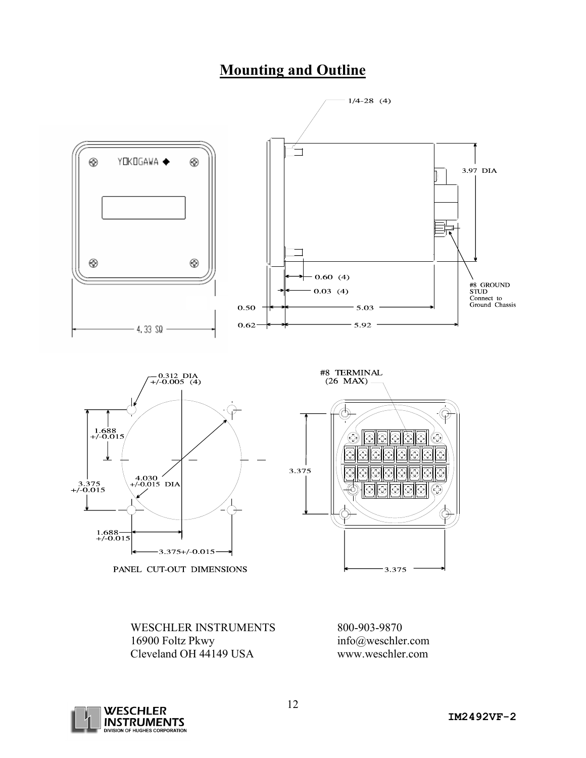# Mounting and Outline

1/4-28 (4)

3.97 DIA

0.60 (4)

0.03 (4)

#8 GROUND STUD Connect to Ground Chassis

0.50

5.03

0.62

5.92

4.33 SQ

0.312 DIA +/-0.005 (4)

1.688 +/-0.015

3.375 +/-0.015

4.030 +/-0.015 DIA

1.688 +/-0.015

3.375+/-0.015

PANEL CUT-OUT DIMENSIONS

#8 TERMINAL (26 MAX)

3.375

3.375

WESCHLER INSTRUMENTS
16900 Foltz Pkwy
Cleveland OH 44149 USA

800-903-9870
info@weschler.com
www.weschler.com